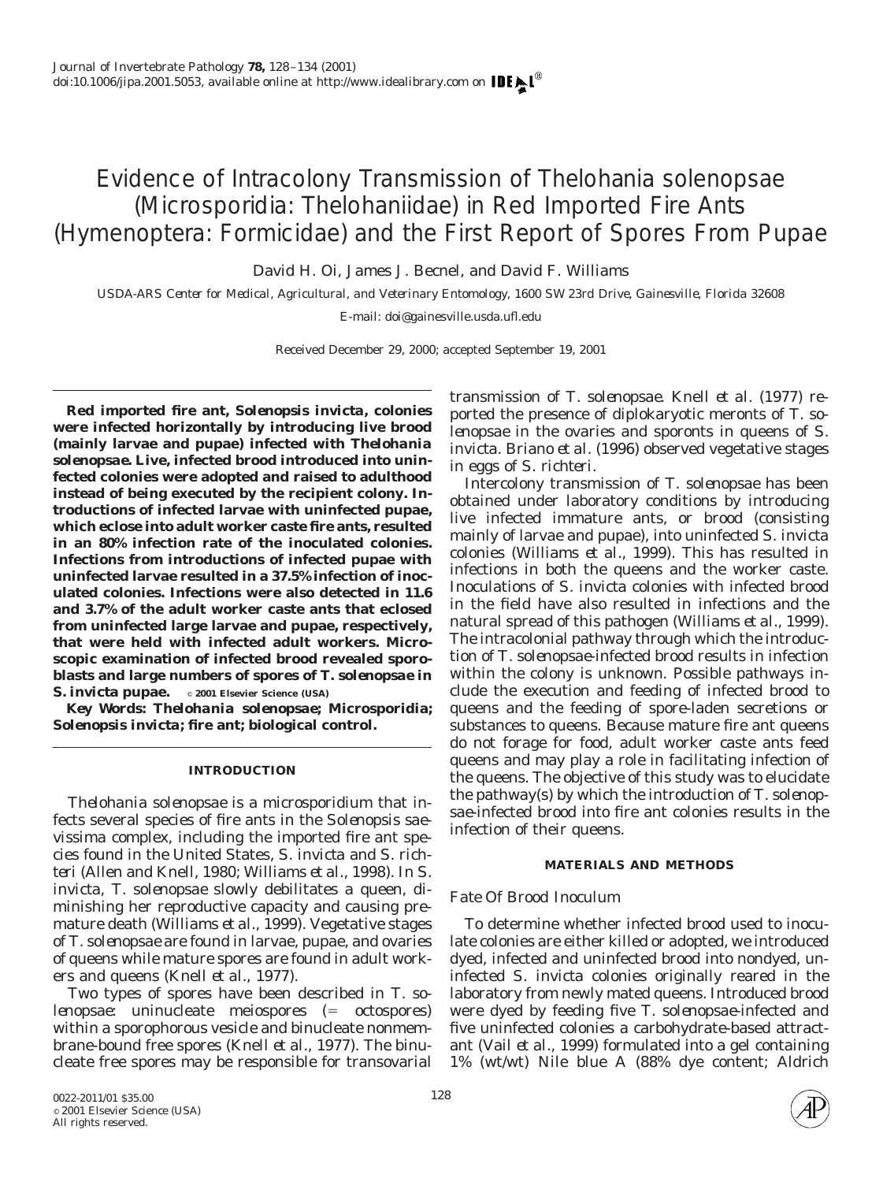# Evidence of Intracolony Transmission of *Thelohania solenopsae* (Microsporidia: Thelohaniidae) in Red Imported Fire Ants (Hymenoptera: Formicidae) and the First Report of Spores From Pupae

David H. Oi, James J. Becnel, and David F. Williams

*USDA-ARS Center for Medical, Agricultural, and Veterinary Entomology, 1600 SW 23rd Drive, Gainesville, Florida 32608*

E-mail: doi@gainesville.usda.ufl.edu

Received December 29, 2000; accepted September 19, 2001

**Red imported fire ant, *Solenopsis invicta*, colonies were infected horizontally by introducing live brood (mainly larvae and pupae) infected with *Thelohania solenopsae*. Live, infected brood introduced into uninfected colonies were adopted and raised to adulthood instead of being executed by the recipient colony. Introductions of infected larvae with uninfected pupae, which eclose into adult worker caste fire ants, resulted in an 80% infection rate of the inoculated colonies. Infections from introductions of infected pupae with uninfected larvae resulted in a 37.5% infection of inoculated colonies. Infections were also detected in 11.6 and 3.7% of the adult worker caste ants that eclosed from uninfected large larvae and pupae, respectively, that were held with infected adult workers. Microscopic examination of infected brood revealed sporoblasts and large numbers of spores of *T. solenopsae* in *S. invicta* pupae.** © 2001 Elsevier Science (USA)

***Key Words:* *Thelohania solenopsae*; Microsporidia; *Solenopsis invicta*; fire ant; biological control.**

## INTRODUCTION

*Thelohania solenopsae* is a microsporidium that infects several species of fire ants in the *Solenopsis saevissima* complex, including the imported fire ant species found in the United States, *S. invicta* and *S. richteri* (Allen and Knell, 1980; Williams *et al.*, 1998). In *S. invicta*, *T. solenopsae* slowly debilitates a queen, diminishing her reproductive capacity and causing premature death (Williams *et al.*, 1999). Vegetative stages of *T. solenopsae* are found in larvae, pupae, and ovaries of queens while mature spores are found in adult workers and queens (Knell *et al.*, 1977).

Two types of spores have been described in *T. solenopsae*: uninucleate meiospores (= octospores) within a sporophorous vesicle and binucleate nonmembrane-bound free spores (Knell *et al.*, 1977). The binucleate free spores may be responsible for transovarial transmission of *T. solenopsae*. Knell *et al.* (1977) reported the presence of diplokaryotic meronts of *T. solenopsae* in the ovaries and sporonts in queens of *S. invicta*. Briano *et al.* (1996) observed vegetative stages in eggs of *S. richteri*.

Intercolony transmission of *T. solenopsae* has been obtained under laboratory conditions by introducing live infected immature ants, or brood (consisting mainly of larvae and pupae), into uninfected *S. invicta* colonies (Williams *et al.*, 1999). This has resulted in infections in both the queens and the worker caste. Inoculations of *S. invicta* colonies with infected brood in the field have also resulted in infections and the natural spread of this pathogen (Williams *et al.*, 1999). The intracolonial pathway through which the introduction of *T. solenopsae*-infected brood results in infection within the colony is unknown. Possible pathways include the execution and feeding of infected brood to queens and the feeding of spore-laden secretions or substances to queens. Because mature fire ant queens do not forage for food, adult worker caste ants feed queens and may play a role in facilitating infection of the queens. The objective of this study was to elucidate the pathway(s) by which the introduction of *T. solenopsae*-infected brood into fire ant colonies results in the infection of their queens.

## MATERIALS AND METHODS

### Fate Of Brood Inoculum

To determine whether infected brood used to inoculate colonies are either killed or adopted, we introduced dyed, infected and uninfected brood into nondyed, uninfected *S. invicta* colonies originally reared in the laboratory from newly mated queens. Introduced brood were dyed by feeding five *T. solenopsae*-infected and five uninfected colonies a carbohydrate-based attractant (Vail *et al.*, 1999) formulated into a gel containing 1% (wt/wt) Nile blue A (88% dye content; Aldrich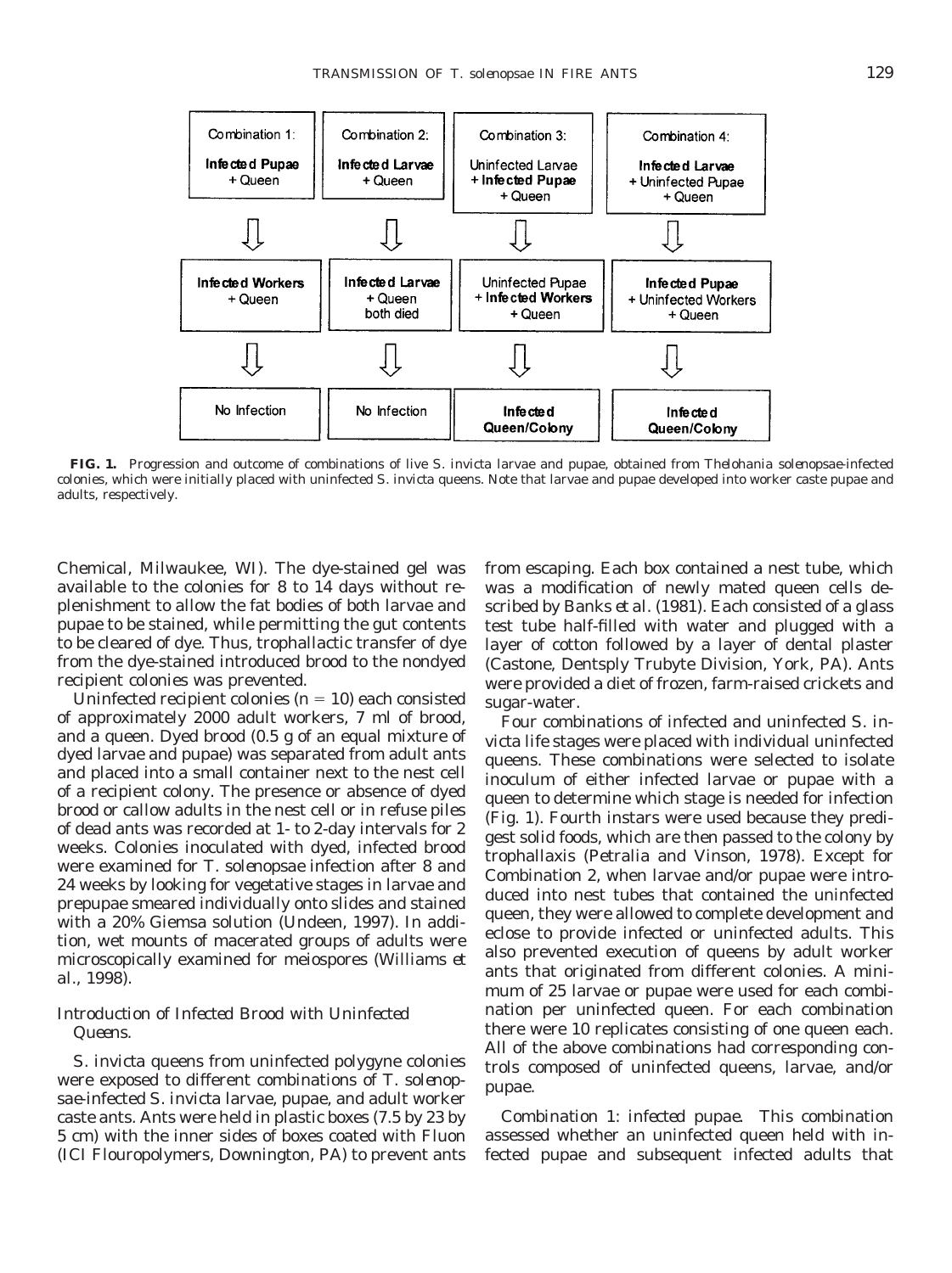| Combination 1: **Infected Pupae** + Queen | Combination 2: **Infected Larvae** + Queen | Combination 3: Uninfected Larvae + **Infected Pupae** + Queen | Combination 4: **Infected Larvae** + Uninfected Pupae + Queen |
|---|---|---|---|
| ⇩ | ⇩ | ⇩ | ⇩ |
| **Infected Workers** + Queen | **Infected Larvae** + Queen both died | Uninfected Pupae + **Infected Workers** + Queen | **Infected Pupae** + Uninfected Workers + Queen |
| ⇩ | ⇩ | ⇩ | ⇩ |
| No Infection | No Infection | **Infected Queen/Colony** | **Infected Queen/Colony** |

**FIG. 1.** Progression and outcome of combinations of live *S. invicta* larvae and pupae, obtained from *Thelohania solenopsae*-infected colonies, which were initially placed with uninfected *S. invicta* queens. Note that larvae and pupae developed into worker caste pupae and adults, respectively.

Chemical, Milwaukee, WI). The dye-stained gel was available to the colonies for 8 to 14 days without replenishment to allow the fat bodies of both larvae and pupae to be stained, while permitting the gut contents to be cleared of dye. Thus, trophallactic transfer of dye from the dye-stained introduced brood to the nondyed recipient colonies was prevented.

Uninfected recipient colonies ($n = 10$) each consisted of approximately 2000 adult workers, 7 ml of brood, and a queen. Dyed brood (0.5 g of an equal mixture of dyed larvae and pupae) was separated from adult ants and placed into a small container next to the nest cell of a recipient colony. The presence or absence of dyed brood or callow adults in the nest cell or in refuse piles of dead ants was recorded at 1- to 2-day intervals for 2 weeks. Colonies inoculated with dyed, infected brood were examined for *T. solenopsae* infection after 8 and 24 weeks by looking for vegetative stages in larvae and prepupae smeared individually onto slides and stained with a 20% Giemsa solution (Undeen, 1997). In addition, wet mounts of macerated groups of adults were microscopically examined for meiospores (Williams *et al.*, 1998).

### *Introduction of Infected Brood with Uninfected Queens.*

*S. invicta* queens from uninfected polygyne colonies were exposed to different combinations of *T. solenopsae*-infected *S. invicta* larvae, pupae, and adult worker caste ants. Ants were held in plastic boxes (7.5 by 23 by 5 cm) with the inner sides of boxes coated with Fluon (ICI Flouropolymers, Downington, PA) to prevent ants from escaping. Each box contained a nest tube, which was a modification of newly mated queen cells described by Banks *et al.* (1981). Each consisted of a glass test tube half-filled with water and plugged with a layer of cotton followed by a layer of dental plaster (Castone, Dentsply Trubyte Division, York, PA). Ants were provided a diet of frozen, farm-raised crickets and sugar-water.

Four combinations of infected and uninfected *S. invicta* life stages were placed with individual uninfected queens. These combinations were selected to isolate inoculum of either infected larvae or pupae with a queen to determine which stage is needed for infection (Fig. 1). Fourth instars were used because they predigest solid foods, which are then passed to the colony by trophallaxis (Petralia and Vinson, 1978). Except for Combination 2, when larvae and/or pupae were introduced into nest tubes that contained the uninfected queen, they were allowed to complete development and eclose to provide infected or uninfected adults. This also prevented execution of queens by adult worker ants that originated from different colonies. A minimum of 25 larvae or pupae were used for each combination per uninfected queen. For each combination there were 10 replicates consisting of one queen each. All of the above combinations had corresponding controls composed of uninfected queens, larvae, and/or pupae.

*Combination 1: infected pupae.* This combination assessed whether an uninfected queen held with infected pupae and subsequent infected adults that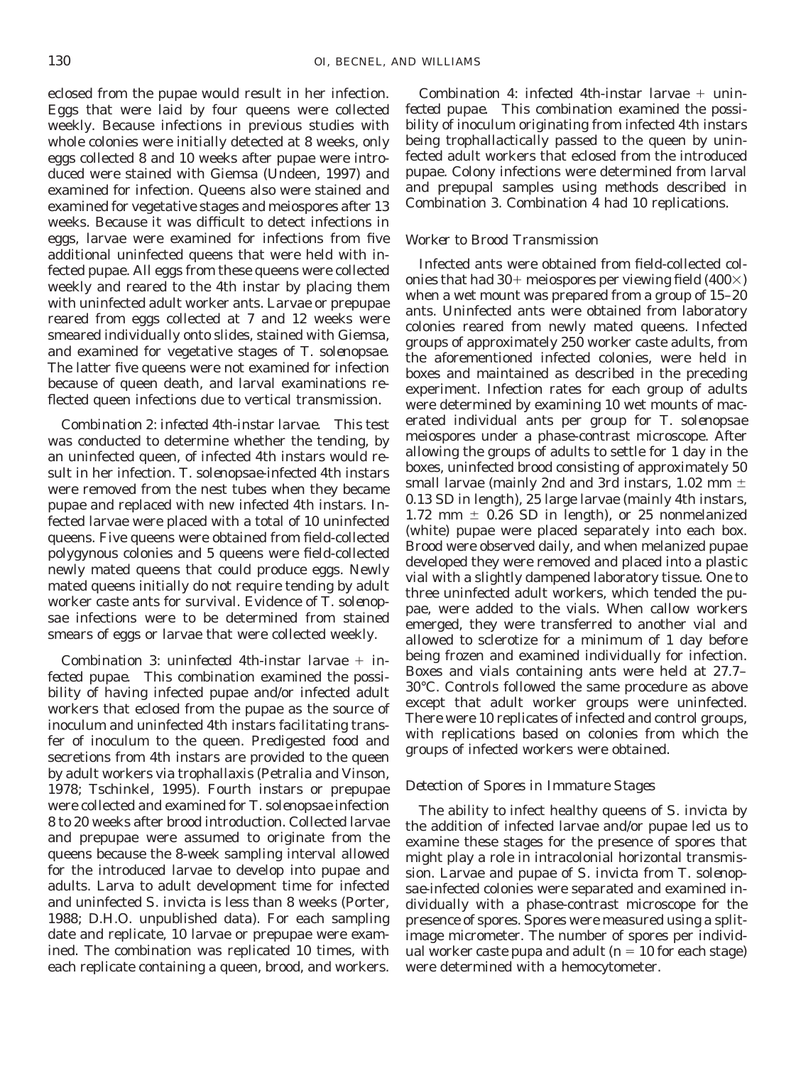eclosed from the pupae would result in her infection. Eggs that were laid by four queens were collected weekly. Because infections in previous studies with whole colonies were initially detected at 8 weeks, only eggs collected 8 and 10 weeks after pupae were introduced were stained with Giemsa (Undeen, 1997) and examined for infection. Queens also were stained and examined for vegetative stages and meiospores after 13 weeks. Because it was difficult to detect infections in eggs, larvae were examined for infections from five additional uninfected queens that were held with infected pupae. All eggs from these queens were collected weekly and reared to the 4th instar by placing them with uninfected adult worker ants. Larvae or prepupae reared from eggs collected at 7 and 12 weeks were smeared individually onto slides, stained with Giemsa, and examined for vegetative stages of *T. solenopsae*. The latter five queens were not examined for infection because of queen death, and larval examinations reflected queen infections due to vertical transmission.

*Combination 2: infected 4th-instar larvae.* This test was conducted to determine whether the tending, by an uninfected queen, of infected 4th instars would result in her infection. *T. solenopsae*-infected 4th instars were removed from the nest tubes when they became pupae and replaced with new infected 4th instars. Infected larvae were placed with a total of 10 uninfected queens. Five queens were obtained from field-collected polygynous colonies and 5 queens were field-collected newly mated queens that could produce eggs. Newly mated queens initially do not require tending by adult worker caste ants for survival. Evidence of *T. solenopsae* infections were to be determined from stained smears of eggs or larvae that were collected weekly.

*Combination 3: uninfected 4th-instar larvae + infected pupae.* This combination examined the possibility of having infected pupae and/or infected adult workers that eclosed from the pupae as the source of inoculum and uninfected 4th instars facilitating transfer of inoculum to the queen. Predigested food and secretions from 4th instars are provided to the queen by adult workers via trophallaxis (Petralia and Vinson, 1978; Tschinkel, 1995). Fourth instars or prepupae were collected and examined for *T. solenopsae* infection 8 to 20 weeks after brood introduction. Collected larvae and prepupae were assumed to originate from the queens because the 8-week sampling interval allowed for the introduced larvae to develop into pupae and adults. Larva to adult development time for infected and uninfected *S. invicta* is less than 8 weeks (Porter, 1988; D.H.O. unpublished data). For each sampling date and replicate, 10 larvae or prepupae were examined. The combination was replicated 10 times, with each replicate containing a queen, brood, and workers.

*Combination 4: infected 4th-instar larvae + uninfected pupae.* This combination examined the possibility of inoculum originating from infected 4th instars being trophallactically passed to the queen by uninfected adult workers that eclosed from the introduced pupae. Colony infections were determined from larval and prepupal samples using methods described in Combination 3. Combination 4 had 10 replications.

### *Worker to Brood Transmission*

Infected ants were obtained from field-collected colonies that had 30+ meiospores per viewing field (400×) when a wet mount was prepared from a group of 15–20 ants. Uninfected ants were obtained from laboratory colonies reared from newly mated queens. Infected groups of approximately 250 worker caste adults, from the aforementioned infected colonies, were held in boxes and maintained as described in the preceding experiment. Infection rates for each group of adults were determined by examining 10 wet mounts of macerated individual ants per group for *T. solenopsae* meiospores under a phase-contrast microscope. After allowing the groups of adults to settle for 1 day in the boxes, uninfected brood consisting of approximately 50 small larvae (mainly 2nd and 3rd instars, 1.02 mm ± 0.13 SD in length), 25 large larvae (mainly 4th instars, 1.72 mm ± 0.26 SD in length), or 25 nonmelanized (white) pupae were placed separately into each box. Brood were observed daily, and when melanized pupae developed they were removed and placed into a plastic vial with a slightly dampened laboratory tissue. One to three uninfected adult workers, which tended the pupae, were added to the vials. When callow workers emerged, they were transferred to another vial and allowed to sclerotize for a minimum of 1 day before being frozen and examined individually for infection. Boxes and vials containing ants were held at 27.7–30°C. Controls followed the same procedure as above except that adult worker groups were uninfected. There were 10 replicates of infected and control groups, with replications based on colonies from which the groups of infected workers were obtained.

### *Detection of Spores in Immature Stages*

The ability to infect healthy queens of *S. invicta* by the addition of infected larvae and/or pupae led us to examine these stages for the presence of spores that might play a role in intracolonial horizontal transmission. Larvae and pupae of *S. invicta* from *T. solenopsae*-infected colonies were separated and examined individually with a phase-contrast microscope for the presence of spores. Spores were measured using a split-image micrometer. The number of spores per individual worker caste pupa and adult ($n = 10$ for each stage) were determined with a hemocytometer.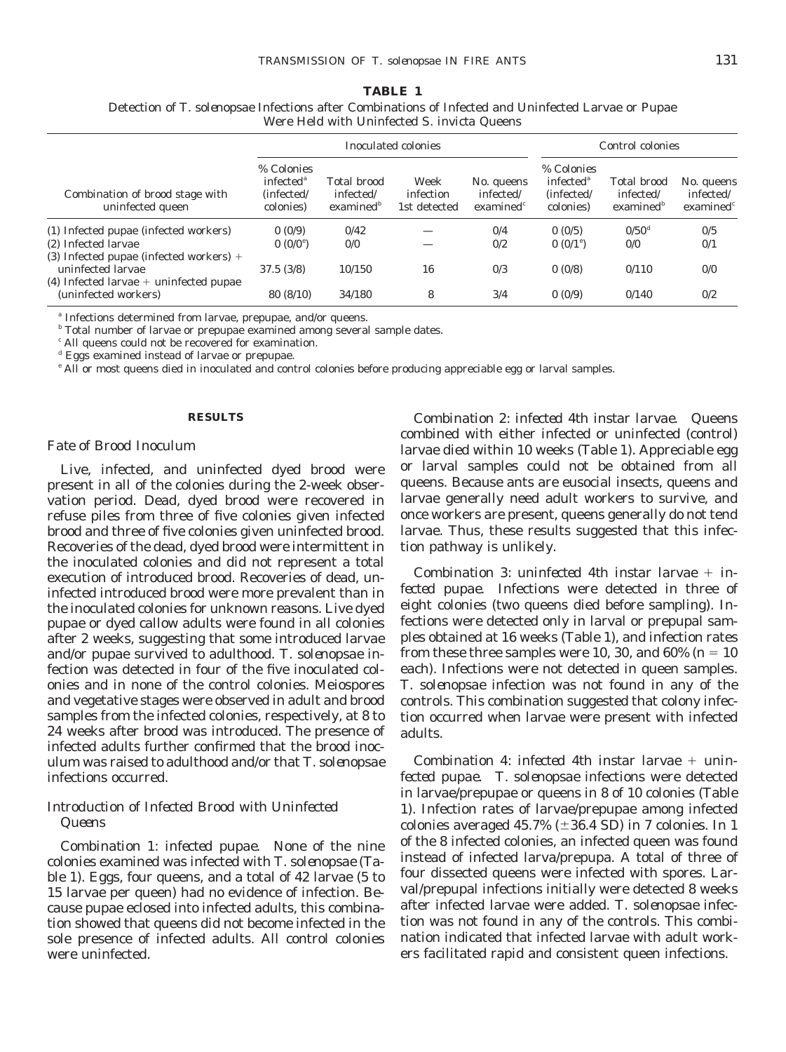**TABLE 1**

Detection of *T. solenopsae* Infections after Combinations of Infected and Uninfected Larvae or Pupae Were Held with Uninfected *S. invicta* Queens

| Combination of brood stage with uninfected queen | Inoculated colonies | | | | Control colonies | | |
|---|---|---|---|---|---|---|---|
| | % Colonies infected[a] (infected/colonies) | Total brood infected/examined[b] | Week infection 1st detected | No. queens infected/examined[c] | % Colonies infected[a] (infected/colonies) | Total brood infected/examined[b] | No. queens infected/examined[c] |
| (1) Infected pupae (infected workers) | 0 (0/9) | 0/42 | — | 0/4 | 0 (0/5) | 0/50[d] | 0/5 |
| (2) Infected larvae | 0 (0/0[e]) | 0/0 | — | 0/2 | 0 (0/1[e]) | 0/0 | 0/1 |
| (3) Infected pupae (infected workers) + uninfected larvae | 37.5 (3/8) | 10/150 | 16 | 0/3 | 0 (0/8) | 0/110 | 0/0 |
| (4) Infected larvae + uninfected pupae (uninfected workers) | 80 (8/10) | 34/180 | 8 | 3/4 | 0 (0/9) | 0/140 | 0/2 |

[a] Infections determined from larvae, prepupae, and/or queens.
[b] Total number of larvae or prepupae examined among several sample dates.
[c] All queens could not be recovered for examination.
[d] Eggs examined instead of larvae or prepupae.
[e] All or most queens died in inoculated and control colonies before producing appreciable egg or larval samples.

## RESULTS

### *Fate of Brood Inoculum*

Live, infected, and uninfected dyed brood were present in all of the colonies during the 2-week observation period. Dead, dyed brood were recovered in refuse piles from three of five colonies given infected brood and three of five colonies given uninfected brood. Recoveries of the dead, dyed brood were intermittent in the inoculated colonies and did not represent a total execution of introduced brood. Recoveries of dead, uninfected introduced brood were more prevalent than in the inoculated colonies for unknown reasons. Live dyed pupae or dyed callow adults were found in all colonies after 2 weeks, suggesting that some introduced larvae and/or pupae survived to adulthood. *T. solenopsae* infection was detected in four of the five inoculated colonies and in none of the control colonies. Meiospores and vegetative stages were observed in adult and brood samples from the infected colonies, respectively, at 8 to 24 weeks after brood was introduced. The presence of infected adults further confirmed that the brood inoculum was raised to adulthood and/or that *T. solenopsae* infections occurred.

### *Introduction of Infected Brood with Uninfected Queens*

*Combination 1: infected pupae.* None of the nine colonies examined was infected with *T. solenopsae* (Table 1). Eggs, four queens, and a total of 42 larvae (5 to 15 larvae per queen) had no evidence of infection. Because pupae eclosed into infected adults, this combination showed that queens did not become infected in the sole presence of infected adults. All control colonies were uninfected.

*Combination 2: infected 4th instar larvae.* Queens combined with either infected or uninfected (control) larvae died within 10 weeks (Table 1). Appreciable egg or larval samples could not be obtained from all queens. Because ants are eusocial insects, queens and larvae generally need adult workers to survive, and once workers are present, queens generally do not tend larvae. Thus, these results suggested that this infection pathway is unlikely.

*Combination 3: uninfected 4th instar larvae + infected pupae.* Infections were detected in three of eight colonies (two queens died before sampling). Infections were detected only in larval or prepupal samples obtained at 16 weeks (Table 1), and infection rates from these three samples were 10, 30, and 60% ($n = 10$ each). Infections were not detected in queen samples. *T. solenopsae* infection was not found in any of the controls. This combination suggested that colony infection occurred when larvae were present with infected adults.

*Combination 4: infected 4th instar larvae + uninfected pupae.* *T. solenopsae* infections were detected in larvae/prepupae or queens in 8 of 10 colonies (Table 1). Infection rates of larvae/prepupae among infected colonies averaged 45.7% ($\pm 36.4$ SD) in 7 colonies. In 1 of the 8 infected colonies, an infected queen was found instead of infected larva/prepupa. A total of three of four dissected queens were infected with spores. Larval/prepupal infections initially were detected 8 weeks after infected larvae were added. *T. solenopsae* infection was not found in any of the controls. This combination indicated that infected larvae with adult workers facilitated rapid and consistent queen infections.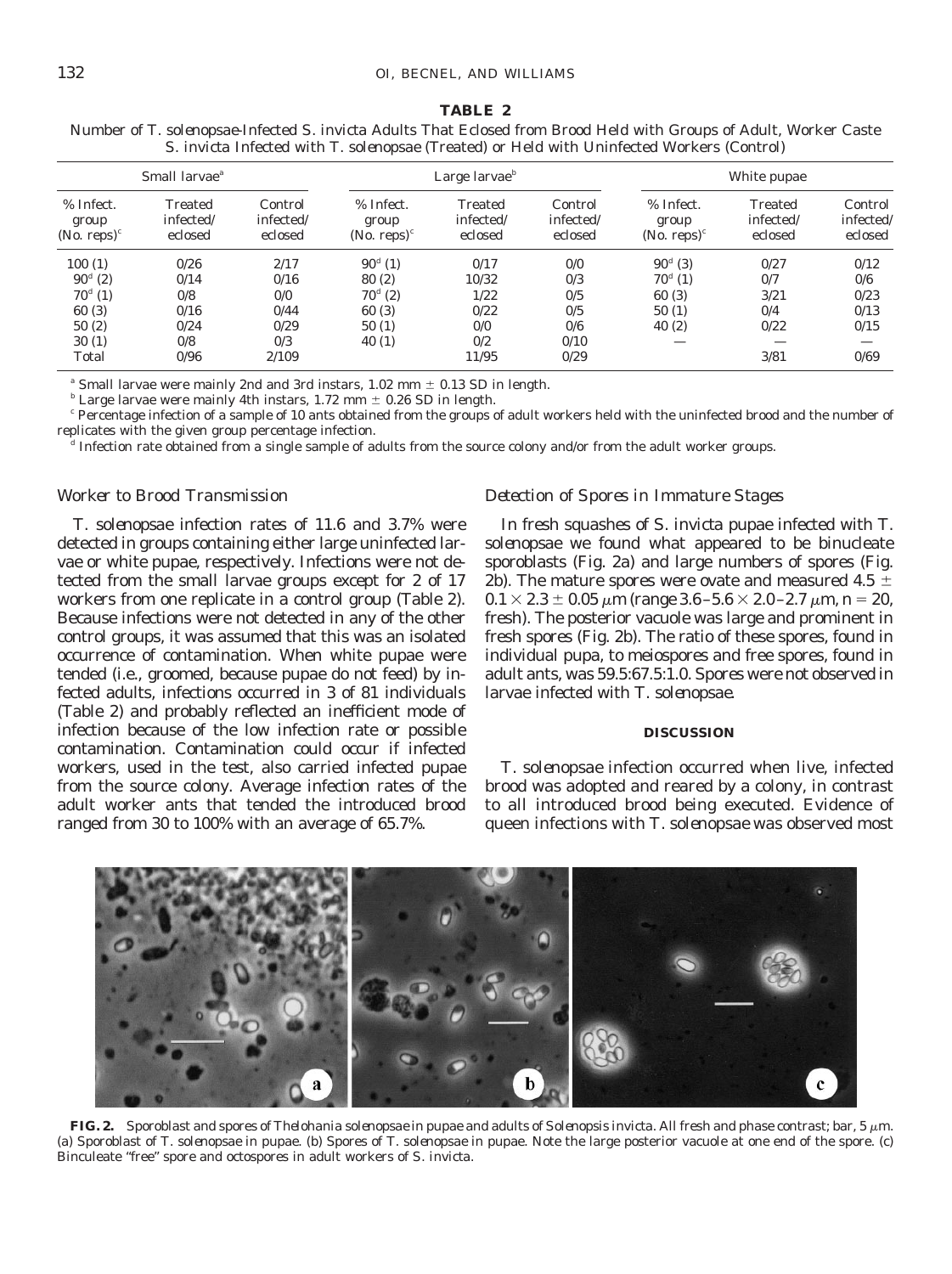**TABLE 2**

Number of *T. solenopsae*-Infected *S. invicta* Adults That Eclosed from Brood Held with Groups of Adult, Worker Caste *S. invicta* Infected with *T. solenopsae* (Treated) or Held with Uninfected Workers (Control)

| Small larvae[a] | | | Large larvae[b] | | | White pupae | | |
|---|---|---|---|---|---|---|---|---|
| % Infect. group (No. reps)[c] | Treated infected/ eclosed | Control infected/ eclosed | % Infect. group (No. reps)[c] | Treated infected/ eclosed | Control infected/ eclosed | % Infect. group (No. reps)[c] | Treated infected/ eclosed | Control infected/ eclosed |
| 100 (1) | 0/26 | 2/17 | 90[d] (1) | 0/17 | 0/0 | 90[d] (3) | 0/27 | 0/12 |
| 90[d] (2) | 0/14 | 0/16 | 80 (2) | 10/32 | 0/3 | 70[d] (1) | 0/7 | 0/6 |
| 70[d] (1) | 0/8 | 0/0 | 70[d] (2) | 1/22 | 0/5 | 60 (3) | 3/21 | 0/23 |
| 60 (3) | 0/16 | 0/44 | 60 (3) | 0/22 | 0/5 | 50 (1) | 0/4 | 0/13 |
| 50 (2) | 0/24 | 0/29 | 50 (1) | 0/0 | 0/6 | 40 (2) | 0/22 | 0/15 |
| 30 (1) | 0/8 | 0/3 | 40 (1) | 0/2 | 0/10 | — | — | — |
| Total | 0/96 | 2/109 | | 11/95 | 0/29 | | 3/81 | 0/69 |

[a] Small larvae were mainly 2nd and 3rd instars, 1.02 mm ± 0.13 SD in length.

[b] Large larvae were mainly 4th instars, 1.72 mm ± 0.26 SD in length.

[c] Percentage infection of a sample of 10 ants obtained from the groups of adult workers held with the uninfected brood and the number of replicates with the given group percentage infection.

[d] Infection rate obtained from a single sample of adults from the source colony and/or from the adult worker groups.

### *Worker to Brood Transmission*

*T. solenopsae* infection rates of 11.6 and 3.7% were detected in groups containing either large uninfected larvae or white pupae, respectively. Infections were not detected from the small larvae groups except for 2 of 17 workers from one replicate in a control group (Table 2). Because infections were not detected in any of the other control groups, it was assumed that this was an isolated occurrence of contamination. When white pupae were tended (i.e., groomed, because pupae do not feed) by infected adults, infections occurred in 3 of 81 individuals (Table 2) and probably reflected an inefficient mode of infection because of the low infection rate or possible contamination. Contamination could occur if infected workers, used in the test, also carried infected pupae from the source colony. Average infection rates of the adult worker ants that tended the introduced brood ranged from 30 to 100% with an average of 65.7%.

### *Detection of Spores in Immature Stages*

In fresh squashes of *S. invicta* pupae infected with *T. solenopsae* we found what appeared to be binucleate sporoblasts (Fig. 2a) and large numbers of spores (Fig. 2b). The mature spores were ovate and measured $4.5 \pm 0.1 \times 2.3 \pm 0.05$ μm (range $3.6–5.6 \times 2.0–2.7$ μm, $n = 20$, fresh). The posterior vacuole was large and prominent in fresh spores (Fig. 2b). The ratio of these spores, found in individual pupa, to meiospores and free spores, found in adult ants, was 59.5:67.5:1.0. Spores were not observed in larvae infected with *T. solenopsae*.

## DISCUSSION

*T. solenopsae* infection occurred when live, infected brood was adopted and reared by a colony, in contrast to all introduced brood being executed. Evidence of queen infections with *T. solenopsae* was observed most

**FIG. 2.** Sporoblast and spores of *Thelohania solenopsae* in pupae and adults of *Solenopsis invicta*. All fresh and phase contrast; bar, 5 μm. (a) Sporoblast of *T. solenopsae* in pupae. (b) Spores of *T. solenopsae* in pupae. Note the large posterior vacuole at one end of the spore. (c) Binculeate "free" spore and octospores in adult workers of *S. invicta*.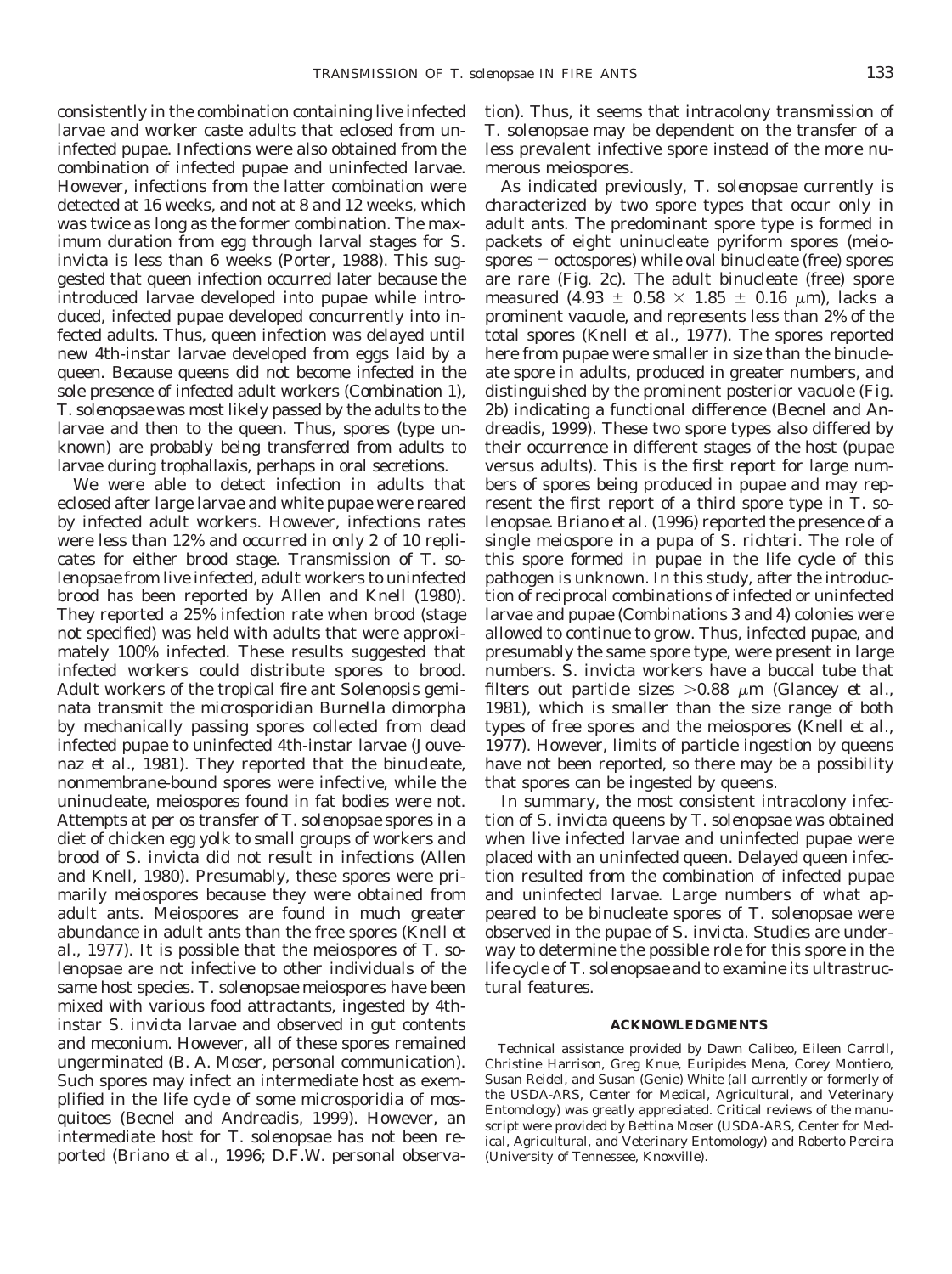consistently in the combination containing live infected larvae and worker caste adults that eclosed from uninfected pupae. Infections were also obtained from the combination of infected pupae and uninfected larvae. However, infections from the latter combination were detected at 16 weeks, and not at 8 and 12 weeks, which was twice as long as the former combination. The maximum duration from egg through larval stages for *S. invicta* is less than 6 weeks (Porter, 1988). This suggested that queen infection occurred later because the introduced larvae developed into pupae while introduced, infected pupae developed concurrently into infected adults. Thus, queen infection was delayed until new 4th-instar larvae developed from eggs laid by a queen. Because queens did not become infected in the sole presence of infected adult workers (Combination 1), *T. solenopsae* was most likely passed by the adults to the larvae and then to the queen. Thus, spores (type unknown) are probably being transferred from adults to larvae during trophallaxis, perhaps in oral secretions.

We were able to detect infection in adults that eclosed after large larvae and white pupae were reared by infected adult workers. However, infections rates were less than 12% and occurred in only 2 of 10 replicates for either brood stage. Transmission of *T. solenopsae* from live infected, adult workers to uninfected brood has been reported by Allen and Knell (1980). They reported a 25% infection rate when brood (stage not specified) was held with adults that were approximately 100% infected. These results suggested that infected workers could distribute spores to brood. Adult workers of the tropical fire ant *Solenopsis geminata* transmit the microsporidian *Burnella dimorpha* by mechanically passing spores collected from dead infected pupae to uninfected 4th-instar larvae (Jouvenaz *et al.*, 1981). They reported that the binucleate, nonmembrane-bound spores were infective, while the uninucleate, meiospores found in fat bodies were not. Attempts at *per os* transfer of *T. solenopsae* spores in a diet of chicken egg yolk to small groups of workers and brood of *S. invicta* did not result in infections (Allen and Knell, 1980). Presumably, these spores were primarily meiospores because they were obtained from adult ants. Meiospores are found in much greater abundance in adult ants than the free spores (Knell *et al.*, 1977). It is possible that the meiospores of *T. solenopsae* are not infective to other individuals of the same host species. *T. solenopsae* meiospores have been mixed with various food attractants, ingested by 4th-instar *S. invicta* larvae and observed in gut contents and meconium. However, all of these spores remained ungerminated (B. A. Moser, personal communication). Such spores may infect an intermediate host as exemplified in the life cycle of some microsporidia of mosquitoes (Becnel and Andreadis, 1999). However, an intermediate host for *T. solenopsae* has not been reported (Briano *et al.*, 1996; D.F.W. personal observation). Thus, it seems that intracolony transmission of *T. solenopsae* may be dependent on the transfer of a less prevalent infective spore instead of the more numerous meiospores.

As indicated previously, *T. solenopsae* currently is characterized by two spore types that occur only in adult ants. The predominant spore type is formed in packets of eight uninucleate pyriform spores (meiospores = octospores) while oval binucleate (free) spores are rare (Fig. 2c). The adult binucleate (free) spore measured ($4.93 \pm 0.58 \times 1.85 \pm 0.16$ $\mu$m), lacks a prominent vacuole, and represents less than 2% of the total spores (Knell *et al.*, 1977). The spores reported here from pupae were smaller in size than the binucleate spore in adults, produced in greater numbers, and distinguished by the prominent posterior vacuole (Fig. 2b) indicating a functional difference (Becnel and Andreadis, 1999). These two spore types also differed by their occurrence in different stages of the host (pupae versus adults). This is the first report for large numbers of spores being produced in pupae and may represent the first report of a third spore type in *T. solenopsae*. Briano *et al.* (1996) reported the presence of a single meiospore in a pupa of *S. richteri*. The role of this spore formed in pupae in the life cycle of this pathogen is unknown. In this study, after the introduction of reciprocal combinations of infected or uninfected larvae and pupae (Combinations 3 and 4) colonies were allowed to continue to grow. Thus, infected pupae, and presumably the same spore type, were present in large numbers. *S. invicta* workers have a buccal tube that filters out particle sizes >0.88 $\mu$m (Glancey *et al.*, 1981), which is smaller than the size range of both types of free spores and the meiospores (Knell *et al.*, 1977). However, limits of particle ingestion by queens have not been reported, so there may be a possibility that spores can be ingested by queens.

In summary, the most consistent intracolony infection of *S. invicta* queens by *T. solenopsae* was obtained when live infected larvae and uninfected pupae were placed with an uninfected queen. Delayed queen infection resulted from the combination of infected pupae and uninfected larvae. Large numbers of what appeared to be binucleate spores of *T. solenopsae* were observed in the pupae of *S. invicta*. Studies are underway to determine the possible role for this spore in the life cycle of *T. solenopsae* and to examine its ultrastructural features.

## ACKNOWLEDGMENTS

Technical assistance provided by Dawn Calibeo, Eileen Carroll, Christine Harrison, Greg Knue, Euripides Mena, Corey Montiero, Susan Reidel, and Susan (Genie) White (all currently or formerly of the USDA-ARS, Center for Medical, Agricultural, and Veterinary Entomology) was greatly appreciated. Critical reviews of the manuscript were provided by Bettina Moser (USDA-ARS, Center for Medical, Agricultural, and Veterinary Entomology) and Roberto Pereira (University of Tennessee, Knoxville).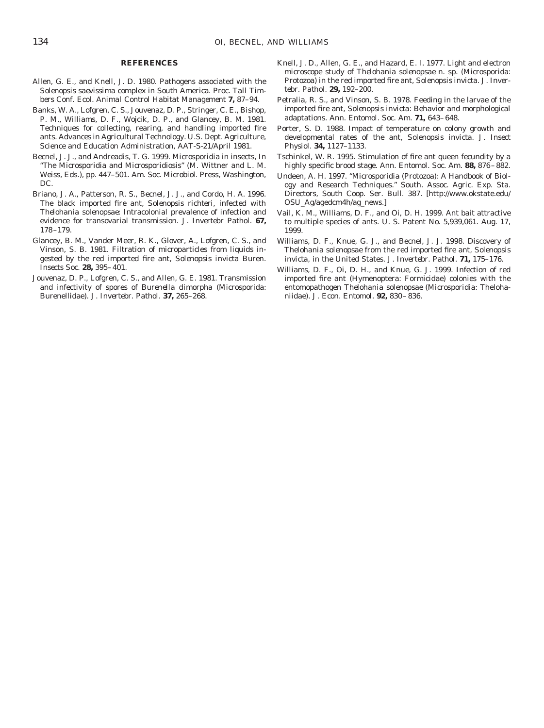## REFERENCES

Allen, G. E., and Knell, J. D. 1980. Pathogens associated with the *Solenopsis saevissima* complex in South America. *Proc. Tall Timbers Conf. Ecol. Animal Control Habitat Management* **7,** 87–94.

Banks, W. A., Lofgren, C. S., Jouvenaz, D. P., Stringer, C. E., Bishop, P. M., Williams, D. F., Wojcik, D. P., and Glancey, B. M. 1981. Techniques for collecting, rearing, and handling imported fire ants. Advances in Agricultural Technology. U.S. Dept. Agriculture, Science and Education Administration, AAT-S-21/April 1981.

Becnel, J. J., and Andreadis, T. G. 1999. Microsporidia in insects, *In* "The Microsporidia and Microsporidiosis" (M. Wittner and L. M. Weiss, Eds.), pp. 447–501. Am. Soc. Microbiol. Press, Washington, DC.

Briano, J. A., Patterson, R. S., Becnel, J. J., and Cordo, H. A. 1996. The black imported fire ant, *Solenopsis richteri*, infected with *Thelohania solenopsae*: Intracolonial prevalence of infection and evidence for transovarial transmission. *J. Invertebr Pathol.* **67,** 178–179.

Glancey, B. M., Vander Meer, R. K., Glover, A., Lofgren, C. S., and Vinson, S. B. 1981. Filtration of microparticles from liquids ingested by the red imported fire ant, *Solenopsis invicta* Buren. *Insects Soc.* **28,** 395–401.

Jouvenaz, D. P., Lofgren, C. S., and Allen, G. E. 1981. Transmission and infectivity of spores of *Burenella dimorpha* (Microsporida: Burenellidae). *J. Invertebr. Pathol.* **37,** 265–268.

Knell, J. D., Allen, G. E., and Hazard, E. I. 1977. Light and electron microscope study of *Thelohania solenopsae* n. sp. (Microsporida: Protozoa) in the red imported fire ant, *Solenopsis invicta*. *J. Invertebr. Pathol.* **29,** 192–200.

Petralia, R. S., and Vinson, S. B. 1978. Feeding in the larvae of the imported fire ant, *Solenopsis invicta*: Behavior and morphological adaptations. *Ann. Entomol. Soc. Am.* **71,** 643–648.

Porter, S. D. 1988. Impact of temperature on colony growth and developmental rates of the ant, *Solenopsis invicta*. *J. Insect Physiol.* **34,** 1127–1133.

Tschinkel, W. R. 1995. Stimulation of fire ant queen fecundity by a highly specific brood stage. *Ann. Entomol. Soc. Am.* **88,** 876–882.

Undeen, A. H. 1997. "Microsporidia (Protozoa): A Handbook of Biology and Research Techniques." South. Assoc. Agric. Exp. Sta. Directors, South Coop. Ser. Bull. 387. [http://www.okstate.edu/OSU_Ag/agedcm4h/ag_news.]

Vail, K. M., Williams, D. F., and Oi, D. H. 1999. Ant bait attractive to multiple species of ants. U. S. Patent No. 5,939,061. Aug. 17, 1999.

Williams, D. F., Knue, G. J., and Becnel, J. J. 1998. Discovery of *Thelohania solenopsae* from the red imported fire ant, *Solenopsis invicta*, in the United States. *J. Invertebr. Pathol.* **71,** 175–176.

Williams, D. F., Oi, D. H., and Knue, G. J. 1999. Infection of red imported fire ant (Hymenoptera: Formicidae) colonies with the entomopathogen *Thelohania solenopsae* (Microsporidia: Thelohaniidae). *J. Econ. Entomol.* **92,** 830–836.